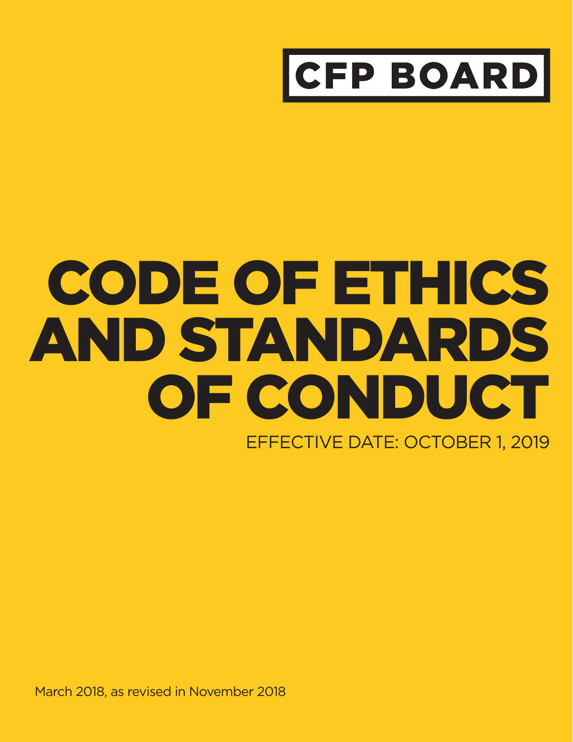CFP BOARD

# CODE OF ETHICS AND STANDARDS OF CONDUCT

EFFECTIVE DATE: OCTOBER 1, 2019

March 2018, as revised in November 2018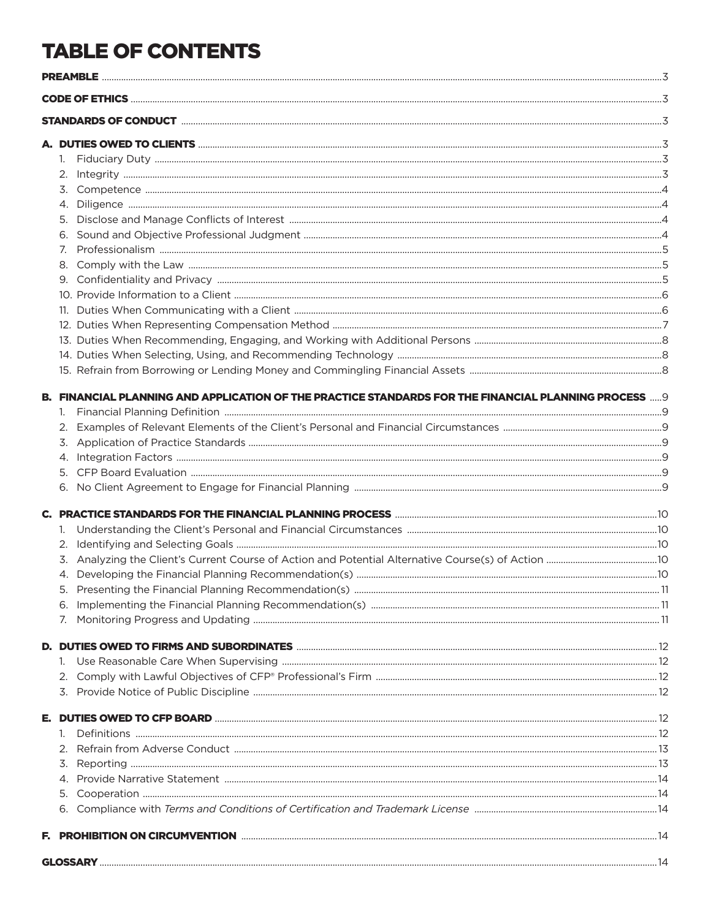# TABLE OF CONTENTS

**PREAMBLE** .......... 3

**CODE OF ETHICS** .......... 3

**STANDARDS OF CONDUCT** .......... 3

**A. DUTIES OWED TO CLIENTS** .......... 3

1. Fiduciary Duty .......... 3
2. Integrity .......... 3
3. Competence .......... 4
4. Diligence .......... 4
5. Disclose and Manage Conflicts of Interest .......... 4
6. Sound and Objective Professional Judgment .......... 4
7. Professionalism .......... 5
8. Comply with the Law .......... 5
9. Confidentiality and Privacy .......... 5
10. Provide Information to a Client .......... 6
11. Duties When Communicating with a Client .......... 6
12. Duties When Representing Compensation Method .......... 7
13. Duties When Recommending, Engaging, and Working with Additional Persons .......... 8
14. Duties When Selecting, Using, and Recommending Technology .......... 8
15. Refrain from Borrowing or Lending Money and Commingling Financial Assets .......... 8

**B. FINANCIAL PLANNING AND APPLICATION OF THE PRACTICE STANDARDS FOR THE FINANCIAL PLANNING PROCESS** .......... 9

1. Financial Planning Definition .......... 9
2. Examples of Relevant Elements of the Client's Personal and Financial Circumstances .......... 9
3. Application of Practice Standards .......... 9
4. Integration Factors .......... 9
5. CFP Board Evaluation .......... 9
6. No Client Agreement to Engage for Financial Planning .......... 9

**C. PRACTICE STANDARDS FOR THE FINANCIAL PLANNING PROCESS** .......... 10

1. Understanding the Client's Personal and Financial Circumstances .......... 10
2. Identifying and Selecting Goals .......... 10
3. Analyzing the Client's Current Course of Action and Potential Alternative Course(s) of Action .......... 10
4. Developing the Financial Planning Recommendation(s) .......... 10
5. Presenting the Financial Planning Recommendation(s) .......... 11
6. Implementing the Financial Planning Recommendation(s) .......... 11
7. Monitoring Progress and Updating .......... 11

**D. DUTIES OWED TO FIRMS AND SUBORDINATES** .......... 12

1. Use Reasonable Care When Supervising .......... 12
2. Comply with Lawful Objectives of CFP® Professional's Firm .......... 12
3. Provide Notice of Public Discipline .......... 12

**E. DUTIES OWED TO CFP BOARD** .......... 12

1. Definitions .......... 12
2. Refrain from Adverse Conduct .......... 13
3. Reporting .......... 13
4. Provide Narrative Statement .......... 14
5. Cooperation .......... 14
6. Compliance with *Terms and Conditions of Certification and Trademark License* .......... 14

**F. PROHIBITION ON CIRCUMVENTION** .......... 14

**GLOSSARY** .......... 14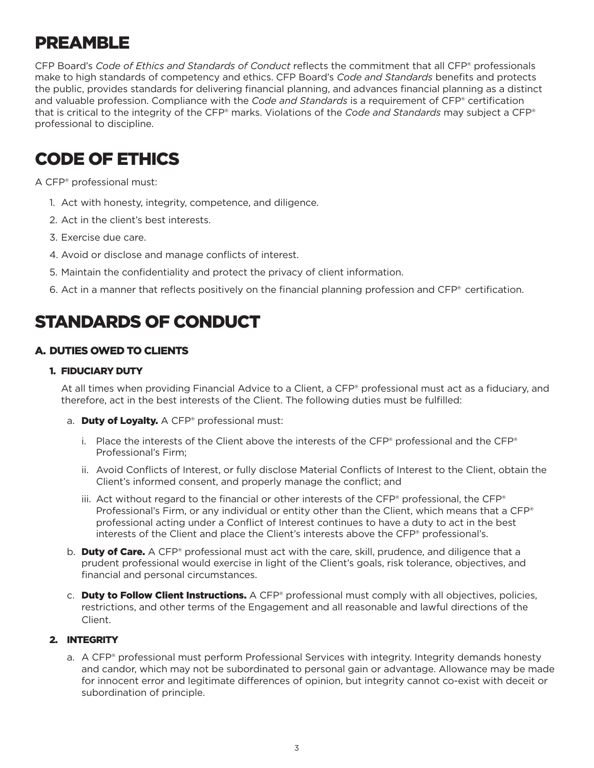# PREAMBLE

CFP Board's *Code of Ethics and Standards of Conduct* reflects the commitment that all CFP® professionals make to high standards of competency and ethics. CFP Board's *Code and Standards* benefits and protects the public, provides standards for delivering financial planning, and advances financial planning as a distinct and valuable profession. Compliance with the *Code and Standards* is a requirement of CFP® certification that is critical to the integrity of the CFP® marks. Violations of the *Code and Standards* may subject a CFP® professional to discipline.

# CODE OF ETHICS

A CFP® professional must:

1. Act with honesty, integrity, competence, and diligence.
2. Act in the client's best interests.
3. Exercise due care.
4. Avoid or disclose and manage conflicts of interest.
5. Maintain the confidentiality and protect the privacy of client information.
6. Act in a manner that reflects positively on the financial planning profession and CFP® certification.

# STANDARDS OF CONDUCT

## A. DUTIES OWED TO CLIENTS

### 1. FIDUCIARY DUTY

At all times when providing Financial Advice to a Client, a CFP® professional must act as a fiduciary, and therefore, act in the best interests of the Client. The following duties must be fulfilled:

a. **Duty of Loyalty.** A CFP® professional must:

   i. Place the interests of the Client above the interests of the CFP® professional and the CFP® Professional's Firm;

   ii. Avoid Conflicts of Interest, or fully disclose Material Conflicts of Interest to the Client, obtain the Client's informed consent, and properly manage the conflict; and

   iii. Act without regard to the financial or other interests of the CFP® professional, the CFP® Professional's Firm, or any individual or entity other than the Client, which means that a CFP® professional acting under a Conflict of Interest continues to have a duty to act in the best interests of the Client and place the Client's interests above the CFP® professional's.

b. **Duty of Care.** A CFP® professional must act with the care, skill, prudence, and diligence that a prudent professional would exercise in light of the Client's goals, risk tolerance, objectives, and financial and personal circumstances.

c. **Duty to Follow Client Instructions.** A CFP® professional must comply with all objectives, policies, restrictions, and other terms of the Engagement and all reasonable and lawful directions of the Client.

### 2. INTEGRITY

a. A CFP® professional must perform Professional Services with integrity. Integrity demands honesty and candor, which may not be subordinated to personal gain or advantage. Allowance may be made for innocent error and legitimate differences of opinion, but integrity cannot co-exist with deceit or subordination of principle.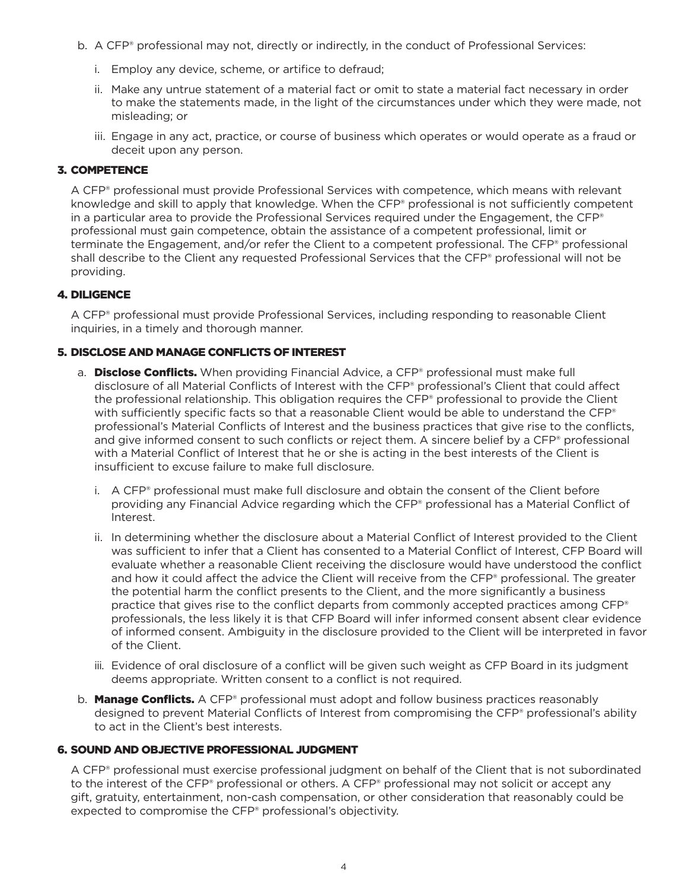b. A CFP® professional may not, directly or indirectly, in the conduct of Professional Services:

   i. Employ any device, scheme, or artifice to defraud;

   ii. Make any untrue statement of a material fact or omit to state a material fact necessary in order to make the statements made, in the light of the circumstances under which they were made, not misleading; or

   iii. Engage in any act, practice, or course of business which operates or would operate as a fraud or deceit upon any person.

### 3. COMPETENCE

A CFP® professional must provide Professional Services with competence, which means with relevant knowledge and skill to apply that knowledge. When the CFP® professional is not sufficiently competent in a particular area to provide the Professional Services required under the Engagement, the CFP® professional must gain competence, obtain the assistance of a competent professional, limit or terminate the Engagement, and/or refer the Client to a competent professional. The CFP® professional shall describe to the Client any requested Professional Services that the CFP® professional will not be providing.

### 4. DILIGENCE

A CFP® professional must provide Professional Services, including responding to reasonable Client inquiries, in a timely and thorough manner.

### 5. DISCLOSE AND MANAGE CONFLICTS OF INTEREST

a. **Disclose Conflicts.** When providing Financial Advice, a CFP® professional must make full disclosure of all Material Conflicts of Interest with the CFP® professional's Client that could affect the professional relationship. This obligation requires the CFP® professional to provide the Client with sufficiently specific facts so that a reasonable Client would be able to understand the CFP® professional's Material Conflicts of Interest and the business practices that give rise to the conflicts, and give informed consent to such conflicts or reject them. A sincere belief by a CFP® professional with a Material Conflict of Interest that he or she is acting in the best interests of the Client is insufficient to excuse failure to make full disclosure.

   i. A CFP® professional must make full disclosure and obtain the consent of the Client before providing any Financial Advice regarding which the CFP® professional has a Material Conflict of Interest.

   ii. In determining whether the disclosure about a Material Conflict of Interest provided to the Client was sufficient to infer that a Client has consented to a Material Conflict of Interest, CFP Board will evaluate whether a reasonable Client receiving the disclosure would have understood the conflict and how it could affect the advice the Client will receive from the CFP® professional. The greater the potential harm the conflict presents to the Client, and the more significantly a business practice that gives rise to the conflict departs from commonly accepted practices among CFP® professionals, the less likely it is that CFP Board will infer informed consent absent clear evidence of informed consent. Ambiguity in the disclosure provided to the Client will be interpreted in favor of the Client.

   iii. Evidence of oral disclosure of a conflict will be given such weight as CFP Board in its judgment deems appropriate. Written consent to a conflict is not required.

b. **Manage Conflicts.** A CFP® professional must adopt and follow business practices reasonably designed to prevent Material Conflicts of Interest from compromising the CFP® professional's ability to act in the Client's best interests.

### 6. SOUND AND OBJECTIVE PROFESSIONAL JUDGMENT

A CFP® professional must exercise professional judgment on behalf of the Client that is not subordinated to the interest of the CFP® professional or others. A CFP® professional may not solicit or accept any gift, gratuity, entertainment, non-cash compensation, or other consideration that reasonably could be expected to compromise the CFP® professional's objectivity.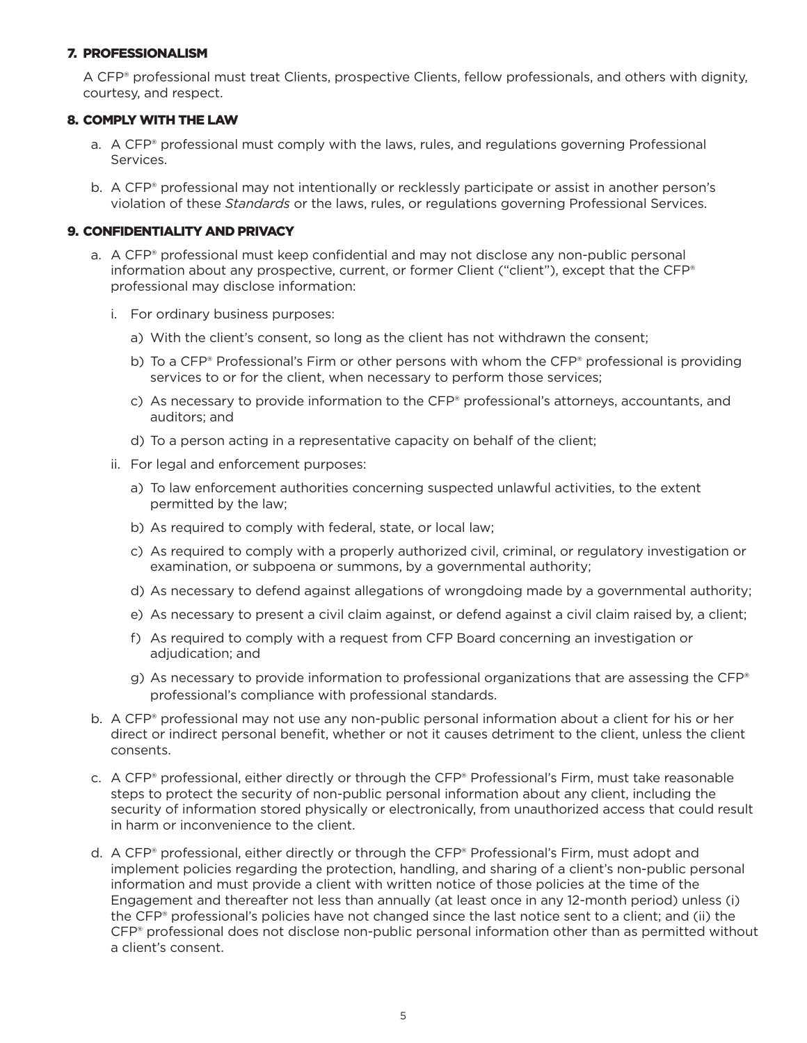## 7. PROFESSIONALISM

A CFP® professional must treat Clients, prospective Clients, fellow professionals, and others with dignity, courtesy, and respect.

## 8. COMPLY WITH THE LAW

a. A CFP® professional must comply with the laws, rules, and regulations governing Professional Services.

b. A CFP® professional may not intentionally or recklessly participate or assist in another person's violation of these *Standards* or the laws, rules, or regulations governing Professional Services.

## 9. CONFIDENTIALITY AND PRIVACY

a. A CFP® professional must keep confidential and may not disclose any non-public personal information about any prospective, current, or former Client ("client"), except that the CFP® professional may disclose information:

   i. For ordinary business purposes:

      a) With the client's consent, so long as the client has not withdrawn the consent;

      b) To a CFP® Professional's Firm or other persons with whom the CFP® professional is providing services to or for the client, when necessary to perform those services;

      c) As necessary to provide information to the CFP® professional's attorneys, accountants, and auditors; and

      d) To a person acting in a representative capacity on behalf of the client;

   ii. For legal and enforcement purposes:

      a) To law enforcement authorities concerning suspected unlawful activities, to the extent permitted by the law;

      b) As required to comply with federal, state, or local law;

      c) As required to comply with a properly authorized civil, criminal, or regulatory investigation or examination, or subpoena or summons, by a governmental authority;

      d) As necessary to defend against allegations of wrongdoing made by a governmental authority;

      e) As necessary to present a civil claim against, or defend against a civil claim raised by, a client;

      f) As required to comply with a request from CFP Board concerning an investigation or adjudication; and

      g) As necessary to provide information to professional organizations that are assessing the CFP® professional's compliance with professional standards.

b. A CFP® professional may not use any non-public personal information about a client for his or her direct or indirect personal benefit, whether or not it causes detriment to the client, unless the client consents.

c. A CFP® professional, either directly or through the CFP® Professional's Firm, must take reasonable steps to protect the security of non-public personal information about any client, including the security of information stored physically or electronically, from unauthorized access that could result in harm or inconvenience to the client.

d. A CFP® professional, either directly or through the CFP® Professional's Firm, must adopt and implement policies regarding the protection, handling, and sharing of a client's non-public personal information and must provide a client with written notice of those policies at the time of the Engagement and thereafter not less than annually (at least once in any 12-month period) unless (i) the CFP® professional's policies have not changed since the last notice sent to a client; and (ii) the CFP® professional does not disclose non-public personal information other than as permitted without a client's consent.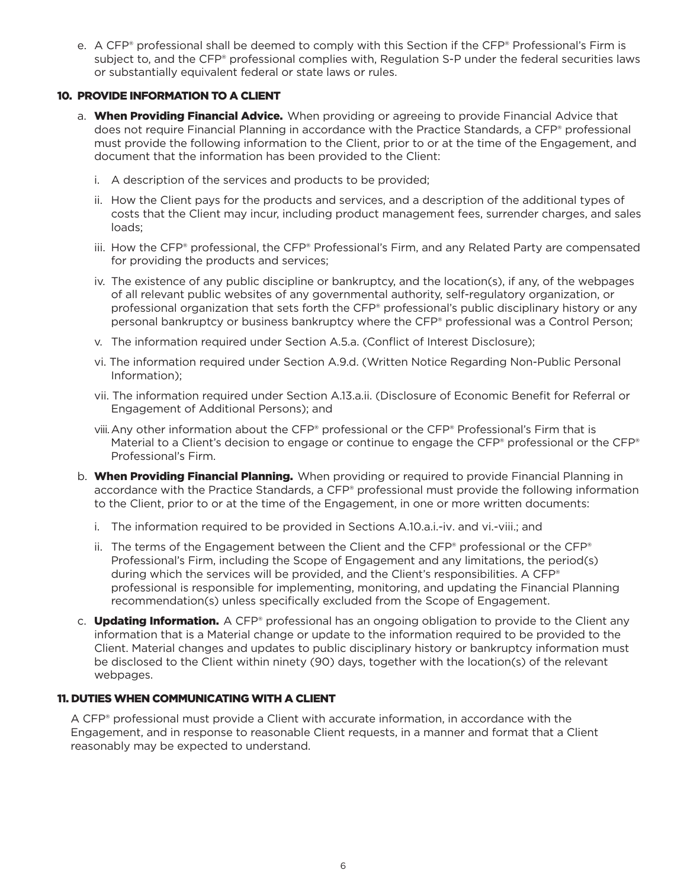e. A CFP® professional shall be deemed to comply with this Section if the CFP® Professional's Firm is subject to, and the CFP® professional complies with, Regulation S-P under the federal securities laws or substantially equivalent federal or state laws or rules.

### 10. PROVIDE INFORMATION TO A CLIENT

a. **When Providing Financial Advice.** When providing or agreeing to provide Financial Advice that does not require Financial Planning in accordance with the Practice Standards, a CFP® professional must provide the following information to the Client, prior to or at the time of the Engagement, and document that the information has been provided to the Client:

   i. A description of the services and products to be provided;

   ii. How the Client pays for the products and services, and a description of the additional types of costs that the Client may incur, including product management fees, surrender charges, and sales loads;

   iii. How the CFP® professional, the CFP® Professional's Firm, and any Related Party are compensated for providing the products and services;

   iv. The existence of any public discipline or bankruptcy, and the location(s), if any, of the webpages of all relevant public websites of any governmental authority, self-regulatory organization, or professional organization that sets forth the CFP® professional's public disciplinary history or any personal bankruptcy or business bankruptcy where the CFP® professional was a Control Person;

   v. The information required under Section A.5.a. (Conflict of Interest Disclosure);

   vi. The information required under Section A.9.d. (Written Notice Regarding Non-Public Personal Information);

   vii. The information required under Section A.13.a.ii. (Disclosure of Economic Benefit for Referral or Engagement of Additional Persons); and

   viii. Any other information about the CFP® professional or the CFP® Professional's Firm that is Material to a Client's decision to engage or continue to engage the CFP® professional or the CFP® Professional's Firm.

b. **When Providing Financial Planning.** When providing or required to provide Financial Planning in accordance with the Practice Standards, a CFP® professional must provide the following information to the Client, prior to or at the time of the Engagement, in one or more written documents:

   i. The information required to be provided in Sections A.10.a.i.-iv. and vi.-viii.; and

   ii. The terms of the Engagement between the Client and the CFP® professional or the CFP® Professional's Firm, including the Scope of Engagement and any limitations, the period(s) during which the services will be provided, and the Client's responsibilities. A CFP® professional is responsible for implementing, monitoring, and updating the Financial Planning recommendation(s) unless specifically excluded from the Scope of Engagement.

c. **Updating Information.** A CFP® professional has an ongoing obligation to provide to the Client any information that is a Material change or update to the information required to be provided to the Client. Material changes and updates to public disciplinary history or bankruptcy information must be disclosed to the Client within ninety (90) days, together with the location(s) of the relevant webpages.

### 11. DUTIES WHEN COMMUNICATING WITH A CLIENT

A CFP® professional must provide a Client with accurate information, in accordance with the Engagement, and in response to reasonable Client requests, in a manner and format that a Client reasonably may be expected to understand.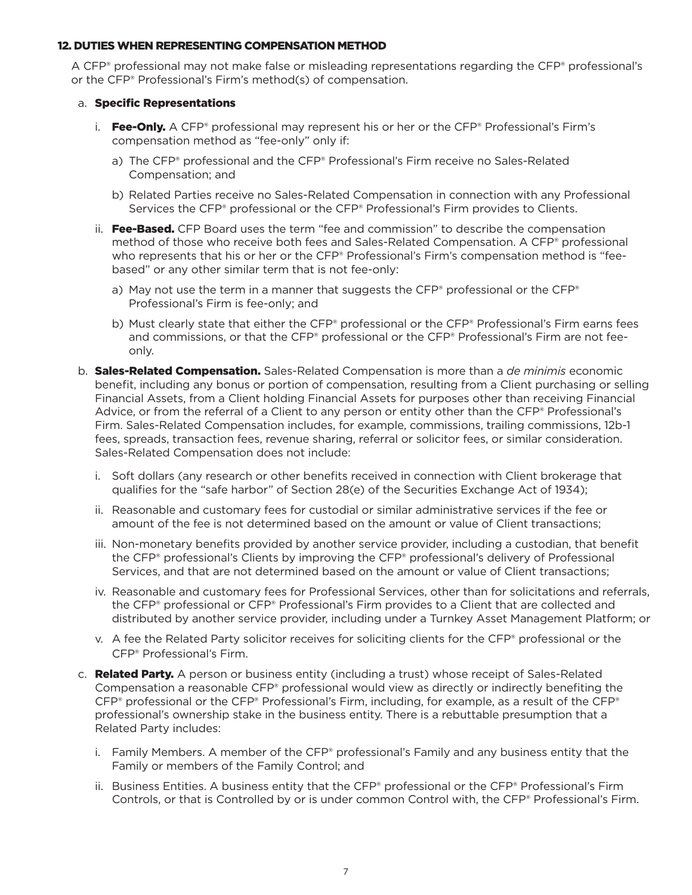## 12. DUTIES WHEN REPRESENTING COMPENSATION METHOD

A CFP® professional may not make false or misleading representations regarding the CFP® professional's or the CFP® Professional's Firm's method(s) of compensation.

a. **Specific Representations**

   i. **Fee-Only.** A CFP® professional may represent his or her or the CFP® Professional's Firm's compensation method as "fee-only" only if:

      a) The CFP® professional and the CFP® Professional's Firm receive no Sales-Related Compensation; and

      b) Related Parties receive no Sales-Related Compensation in connection with any Professional Services the CFP® professional or the CFP® Professional's Firm provides to Clients.

   ii. **Fee-Based.** CFP Board uses the term "fee and commission" to describe the compensation method of those who receive both fees and Sales-Related Compensation. A CFP® professional who represents that his or her or the CFP® Professional's Firm's compensation method is "fee-based" or any other similar term that is not fee-only:

      a) May not use the term in a manner that suggests the CFP® professional or the CFP® Professional's Firm is fee-only; and

      b) Must clearly state that either the CFP® professional or the CFP® Professional's Firm earns fees and commissions, or that the CFP® professional or the CFP® Professional's Firm are not fee-only.

b. **Sales-Related Compensation.** Sales-Related Compensation is more than a *de minimis* economic benefit, including any bonus or portion of compensation, resulting from a Client purchasing or selling Financial Assets, from a Client holding Financial Assets for purposes other than receiving Financial Advice, or from the referral of a Client to any person or entity other than the CFP® Professional's Firm. Sales-Related Compensation includes, for example, commissions, trailing commissions, 12b-1 fees, spreads, transaction fees, revenue sharing, referral or solicitor fees, or similar consideration. Sales-Related Compensation does not include:

   i. Soft dollars (any research or other benefits received in connection with Client brokerage that qualifies for the "safe harbor" of Section 28(e) of the Securities Exchange Act of 1934);

   ii. Reasonable and customary fees for custodial or similar administrative services if the fee or amount of the fee is not determined based on the amount or value of Client transactions;

   iii. Non-monetary benefits provided by another service provider, including a custodian, that benefit the CFP® professional's Clients by improving the CFP® professional's delivery of Professional Services, and that are not determined based on the amount or value of Client transactions;

   iv. Reasonable and customary fees for Professional Services, other than for solicitations and referrals, the CFP® professional or CFP® Professional's Firm provides to a Client that are collected and distributed by another service provider, including under a Turnkey Asset Management Platform; or

   v. A fee the Related Party solicitor receives for soliciting clients for the CFP® professional or the CFP® Professional's Firm.

c. **Related Party.** A person or business entity (including a trust) whose receipt of Sales-Related Compensation a reasonable CFP® professional would view as directly or indirectly benefiting the CFP® professional or the CFP® Professional's Firm, including, for example, as a result of the CFP® professional's ownership stake in the business entity. There is a rebuttable presumption that a Related Party includes:

   i. Family Members. A member of the CFP® professional's Family and any business entity that the Family or members of the Family Control; and

   ii. Business Entities. A business entity that the CFP® professional or the CFP® Professional's Firm Controls, or that is Controlled by or is under common Control with, the CFP® Professional's Firm.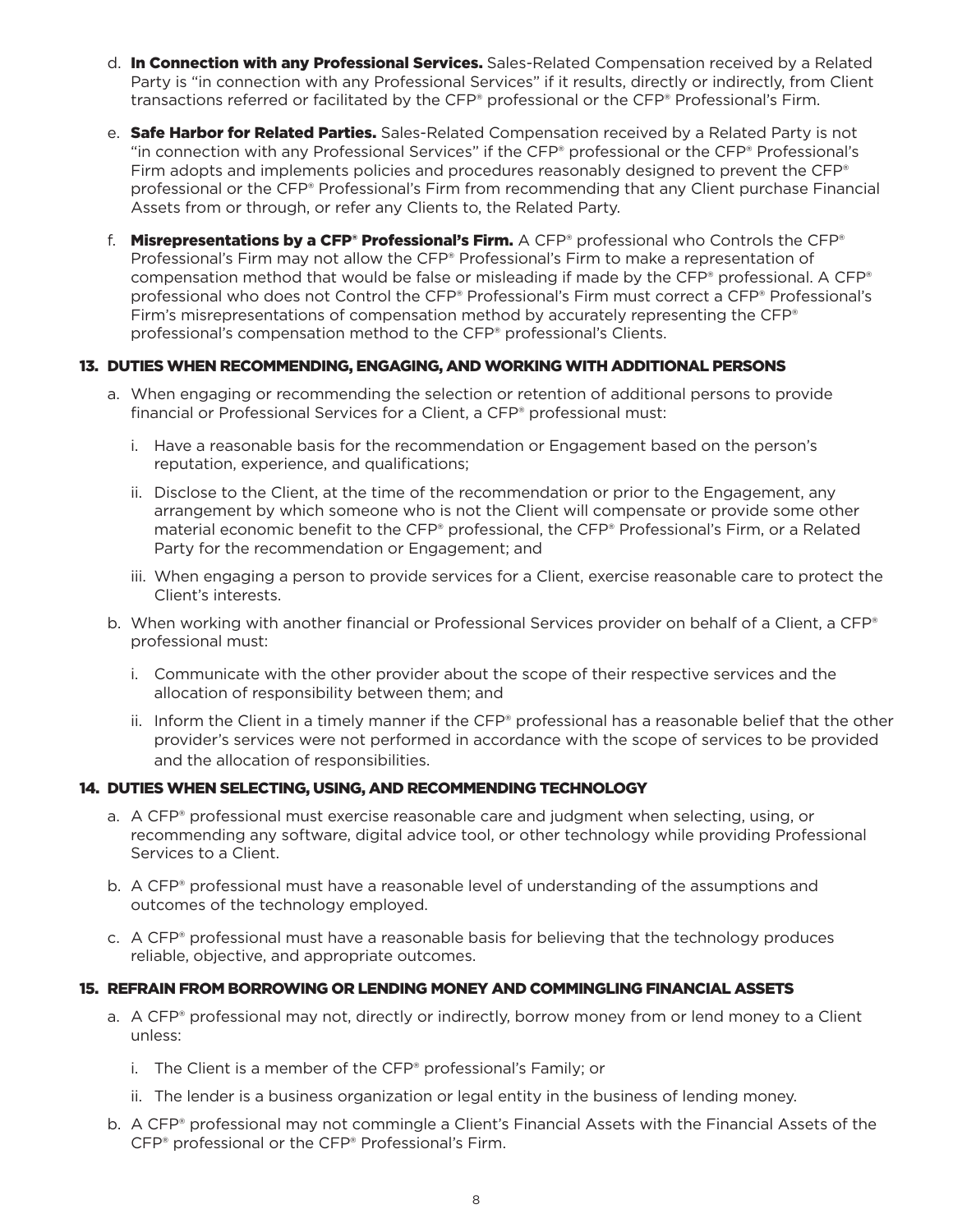d. **In Connection with any Professional Services.** Sales-Related Compensation received by a Related Party is "in connection with any Professional Services" if it results, directly or indirectly, from Client transactions referred or facilitated by the CFP® professional or the CFP® Professional's Firm.

e. **Safe Harbor for Related Parties.** Sales-Related Compensation received by a Related Party is not "in connection with any Professional Services" if the CFP® professional or the CFP® Professional's Firm adopts and implements policies and procedures reasonably designed to prevent the CFP® professional or the CFP® Professional's Firm from recommending that any Client purchase Financial Assets from or through, or refer any Clients to, the Related Party.

f. **Misrepresentations by a CFP® Professional's Firm.** A CFP® professional who Controls the CFP® Professional's Firm may not allow the CFP® Professional's Firm to make a representation of compensation method that would be false or misleading if made by the CFP® professional. A CFP® professional who does not Control the CFP® Professional's Firm must correct a CFP® Professional's Firm's misrepresentations of compensation method by accurately representing the CFP® professional's compensation method to the CFP® professional's Clients.

## 13. DUTIES WHEN RECOMMENDING, ENGAGING, AND WORKING WITH ADDITIONAL PERSONS

a. When engaging or recommending the selection or retention of additional persons to provide financial or Professional Services for a Client, a CFP® professional must:

   i. Have a reasonable basis for the recommendation or Engagement based on the person's reputation, experience, and qualifications;

   ii. Disclose to the Client, at the time of the recommendation or prior to the Engagement, any arrangement by which someone who is not the Client will compensate or provide some other material economic benefit to the CFP® professional, the CFP® Professional's Firm, or a Related Party for the recommendation or Engagement; and

   iii. When engaging a person to provide services for a Client, exercise reasonable care to protect the Client's interests.

b. When working with another financial or Professional Services provider on behalf of a Client, a CFP® professional must:

   i. Communicate with the other provider about the scope of their respective services and the allocation of responsibility between them; and

   ii. Inform the Client in a timely manner if the CFP® professional has a reasonable belief that the other provider's services were not performed in accordance with the scope of services to be provided and the allocation of responsibilities.

## 14. DUTIES WHEN SELECTING, USING, AND RECOMMENDING TECHNOLOGY

a. A CFP® professional must exercise reasonable care and judgment when selecting, using, or recommending any software, digital advice tool, or other technology while providing Professional Services to a Client.

b. A CFP® professional must have a reasonable level of understanding of the assumptions and outcomes of the technology employed.

c. A CFP® professional must have a reasonable basis for believing that the technology produces reliable, objective, and appropriate outcomes.

## 15. REFRAIN FROM BORROWING OR LENDING MONEY AND COMMINGLING FINANCIAL ASSETS

a. A CFP® professional may not, directly or indirectly, borrow money from or lend money to a Client unless:

   i. The Client is a member of the CFP® professional's Family; or

   ii. The lender is a business organization or legal entity in the business of lending money.

b. A CFP® professional may not commingle a Client's Financial Assets with the Financial Assets of the CFP® professional or the CFP® Professional's Firm.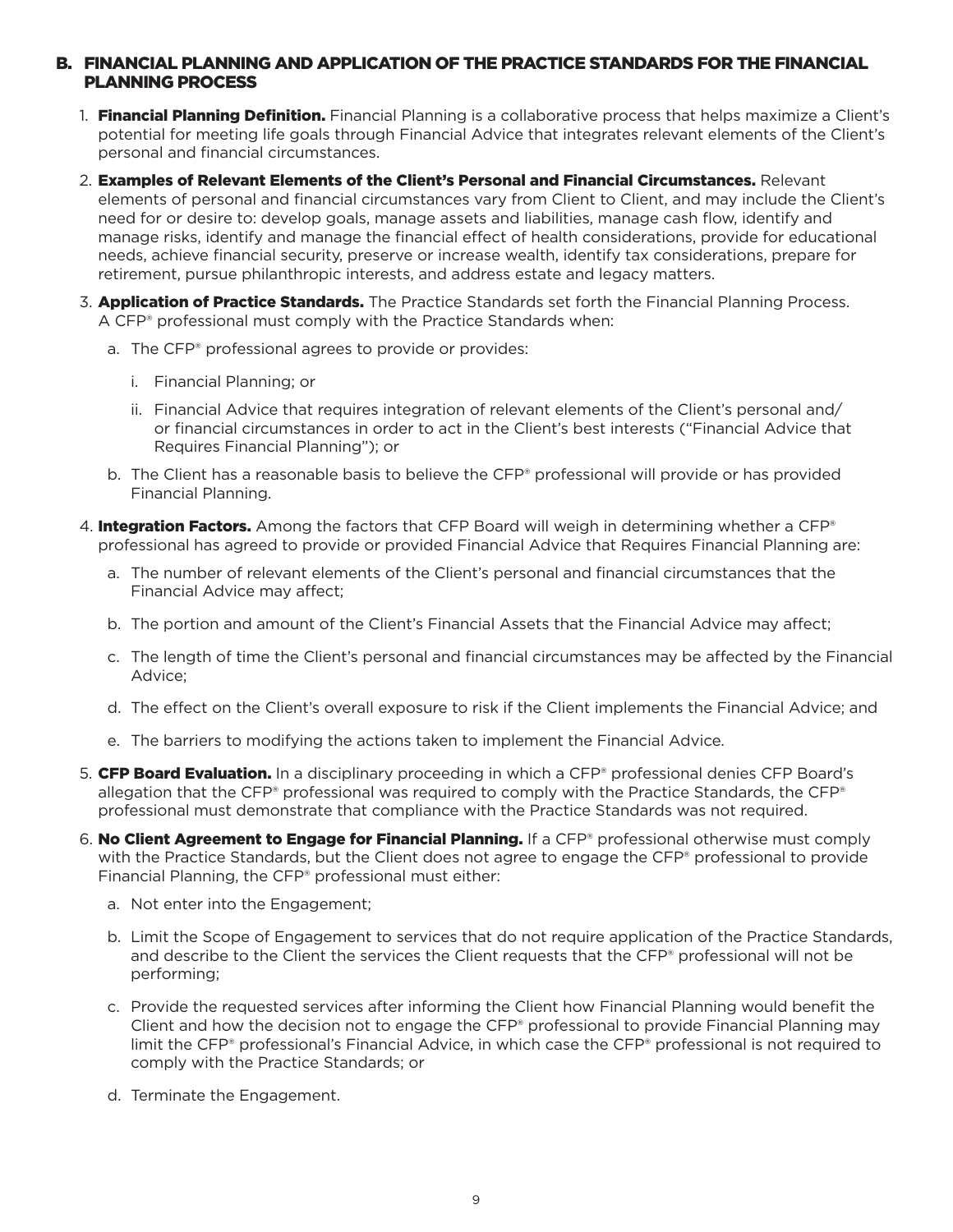## B. FINANCIAL PLANNING AND APPLICATION OF THE PRACTICE STANDARDS FOR THE FINANCIAL PLANNING PROCESS

1. **Financial Planning Definition.** Financial Planning is a collaborative process that helps maximize a Client's potential for meeting life goals through Financial Advice that integrates relevant elements of the Client's personal and financial circumstances.

2. **Examples of Relevant Elements of the Client's Personal and Financial Circumstances.** Relevant elements of personal and financial circumstances vary from Client to Client, and may include the Client's need for or desire to: develop goals, manage assets and liabilities, manage cash flow, identify and manage risks, identify and manage the financial effect of health considerations, provide for educational needs, achieve financial security, preserve or increase wealth, identify tax considerations, prepare for retirement, pursue philanthropic interests, and address estate and legacy matters.

3. **Application of Practice Standards.** The Practice Standards set forth the Financial Planning Process. A CFP® professional must comply with the Practice Standards when:
   - a. The CFP® professional agrees to provide or provides:
     - i. Financial Planning; or
     - ii. Financial Advice that requires integration of relevant elements of the Client's personal and/or financial circumstances in order to act in the Client's best interests ("Financial Advice that Requires Financial Planning"); or
   - b. The Client has a reasonable basis to believe the CFP® professional will provide or has provided Financial Planning.

4. **Integration Factors.** Among the factors that CFP Board will weigh in determining whether a CFP® professional has agreed to provide or provided Financial Advice that Requires Financial Planning are:
   - a. The number of relevant elements of the Client's personal and financial circumstances that the Financial Advice may affect;
   - b. The portion and amount of the Client's Financial Assets that the Financial Advice may affect;
   - c. The length of time the Client's personal and financial circumstances may be affected by the Financial Advice;
   - d. The effect on the Client's overall exposure to risk if the Client implements the Financial Advice; and
   - e. The barriers to modifying the actions taken to implement the Financial Advice.

5. **CFP Board Evaluation.** In a disciplinary proceeding in which a CFP® professional denies CFP Board's allegation that the CFP® professional was required to comply with the Practice Standards, the CFP® professional must demonstrate that compliance with the Practice Standards was not required.

6. **No Client Agreement to Engage for Financial Planning.** If a CFP® professional otherwise must comply with the Practice Standards, but the Client does not agree to engage the CFP® professional to provide Financial Planning, the CFP® professional must either:
   - a. Not enter into the Engagement;
   - b. Limit the Scope of Engagement to services that do not require application of the Practice Standards, and describe to the Client the services the Client requests that the CFP® professional will not be performing;
   - c. Provide the requested services after informing the Client how Financial Planning would benefit the Client and how the decision not to engage the CFP® professional to provide Financial Planning may limit the CFP® professional's Financial Advice, in which case the CFP® professional is not required to comply with the Practice Standards; or
   - d. Terminate the Engagement.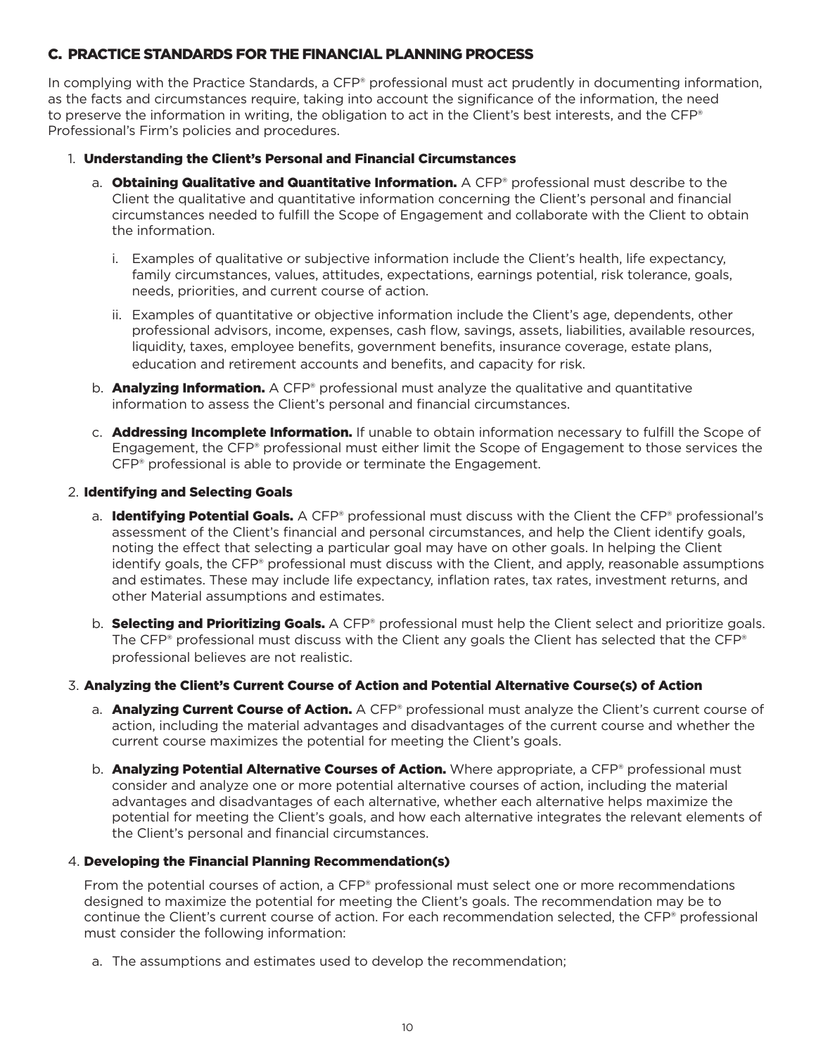## C. PRACTICE STANDARDS FOR THE FINANCIAL PLANNING PROCESS

In complying with the Practice Standards, a CFP® professional must act prudently in documenting information, as the facts and circumstances require, taking into account the significance of the information, the need to preserve the information in writing, the obligation to act in the Client's best interests, and the CFP® Professional's Firm's policies and procedures.

### 1. Understanding the Client's Personal and Financial Circumstances

a. **Obtaining Qualitative and Quantitative Information.** A CFP® professional must describe to the Client the qualitative and quantitative information concerning the Client's personal and financial circumstances needed to fulfill the Scope of Engagement and collaborate with the Client to obtain the information.

   i. Examples of qualitative or subjective information include the Client's health, life expectancy, family circumstances, values, attitudes, expectations, earnings potential, risk tolerance, goals, needs, priorities, and current course of action.

   ii. Examples of quantitative or objective information include the Client's age, dependents, other professional advisors, income, expenses, cash flow, savings, assets, liabilities, available resources, liquidity, taxes, employee benefits, government benefits, insurance coverage, estate plans, education and retirement accounts and benefits, and capacity for risk.

b. **Analyzing Information.** A CFP® professional must analyze the qualitative and quantitative information to assess the Client's personal and financial circumstances.

c. **Addressing Incomplete Information.** If unable to obtain information necessary to fulfill the Scope of Engagement, the CFP® professional must either limit the Scope of Engagement to those services the CFP® professional is able to provide or terminate the Engagement.

### 2. Identifying and Selecting Goals

a. **Identifying Potential Goals.** A CFP® professional must discuss with the Client the CFP® professional's assessment of the Client's financial and personal circumstances, and help the Client identify goals, noting the effect that selecting a particular goal may have on other goals. In helping the Client identify goals, the CFP® professional must discuss with the Client, and apply, reasonable assumptions and estimates. These may include life expectancy, inflation rates, tax rates, investment returns, and other Material assumptions and estimates.

b. **Selecting and Prioritizing Goals.** A CFP® professional must help the Client select and prioritize goals. The CFP® professional must discuss with the Client any goals the Client has selected that the CFP® professional believes are not realistic.

### 3. Analyzing the Client's Current Course of Action and Potential Alternative Course(s) of Action

a. **Analyzing Current Course of Action.** A CFP® professional must analyze the Client's current course of action, including the material advantages and disadvantages of the current course and whether the current course maximizes the potential for meeting the Client's goals.

b. **Analyzing Potential Alternative Courses of Action.** Where appropriate, a CFP® professional must consider and analyze one or more potential alternative courses of action, including the material advantages and disadvantages of each alternative, whether each alternative helps maximize the potential for meeting the Client's goals, and how each alternative integrates the relevant elements of the Client's personal and financial circumstances.

### 4. Developing the Financial Planning Recommendation(s)

From the potential courses of action, a CFP® professional must select one or more recommendations designed to maximize the potential for meeting the Client's goals. The recommendation may be to continue the Client's current course of action. For each recommendation selected, the CFP® professional must consider the following information:

a. The assumptions and estimates used to develop the recommendation;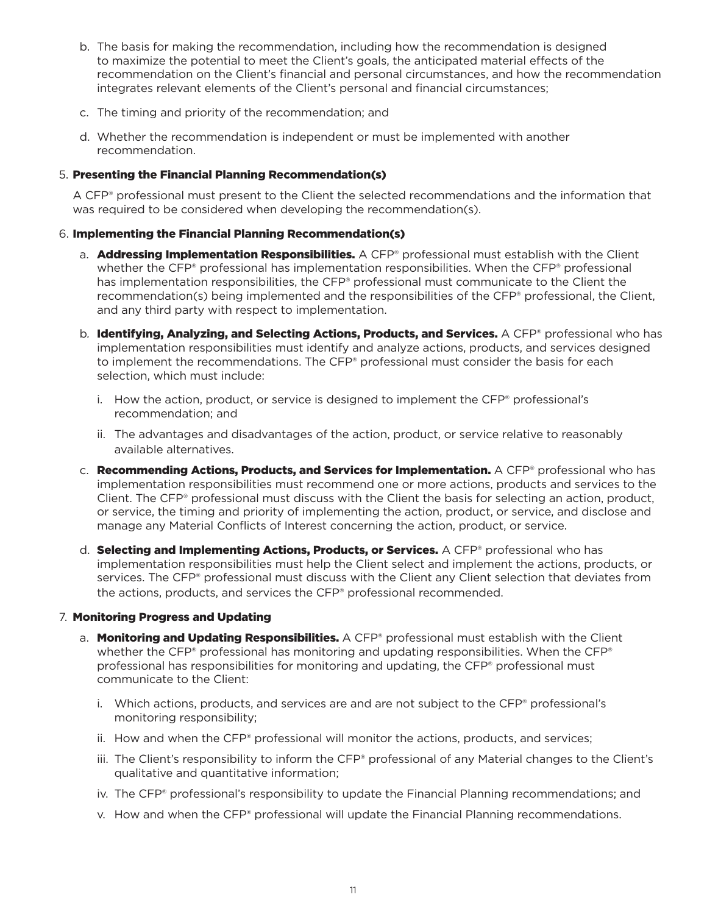b. The basis for making the recommendation, including how the recommendation is designed to maximize the potential to meet the Client's goals, the anticipated material effects of the recommendation on the Client's financial and personal circumstances, and how the recommendation integrates relevant elements of the Client's personal and financial circumstances;

c. The timing and priority of the recommendation; and

d. Whether the recommendation is independent or must be implemented with another recommendation.

5. **Presenting the Financial Planning Recommendation(s)**

   A CFP® professional must present to the Client the selected recommendations and the information that was required to be considered when developing the recommendation(s).

6. **Implementing the Financial Planning Recommendation(s)**

   a. **Addressing Implementation Responsibilities.** A CFP® professional must establish with the Client whether the CFP® professional has implementation responsibilities. When the CFP® professional has implementation responsibilities, the CFP® professional must communicate to the Client the recommendation(s) being implemented and the responsibilities of the CFP® professional, the Client, and any third party with respect to implementation.

   b. **Identifying, Analyzing, and Selecting Actions, Products, and Services.** A CFP® professional who has implementation responsibilities must identify and analyze actions, products, and services designed to implement the recommendations. The CFP® professional must consider the basis for each selection, which must include:

      i. How the action, product, or service is designed to implement the CFP® professional's recommendation; and

      ii. The advantages and disadvantages of the action, product, or service relative to reasonably available alternatives.

   c. **Recommending Actions, Products, and Services for Implementation.** A CFP® professional who has implementation responsibilities must recommend one or more actions, products and services to the Client. The CFP® professional must discuss with the Client the basis for selecting an action, product, or service, the timing and priority of implementing the action, product, or service, and disclose and manage any Material Conflicts of Interest concerning the action, product, or service.

   d. **Selecting and Implementing Actions, Products, or Services.** A CFP® professional who has implementation responsibilities must help the Client select and implement the actions, products, or services. The CFP® professional must discuss with the Client any Client selection that deviates from the actions, products, and services the CFP® professional recommended.

7. **Monitoring Progress and Updating**

   a. **Monitoring and Updating Responsibilities.** A CFP® professional must establish with the Client whether the CFP® professional has monitoring and updating responsibilities. When the CFP® professional has responsibilities for monitoring and updating, the CFP® professional must communicate to the Client:

      i. Which actions, products, and services are and are not subject to the CFP® professional's monitoring responsibility;

      ii. How and when the CFP® professional will monitor the actions, products, and services;

      iii. The Client's responsibility to inform the CFP® professional of any Material changes to the Client's qualitative and quantitative information;

      iv. The CFP® professional's responsibility to update the Financial Planning recommendations; and

      v. How and when the CFP® professional will update the Financial Planning recommendations.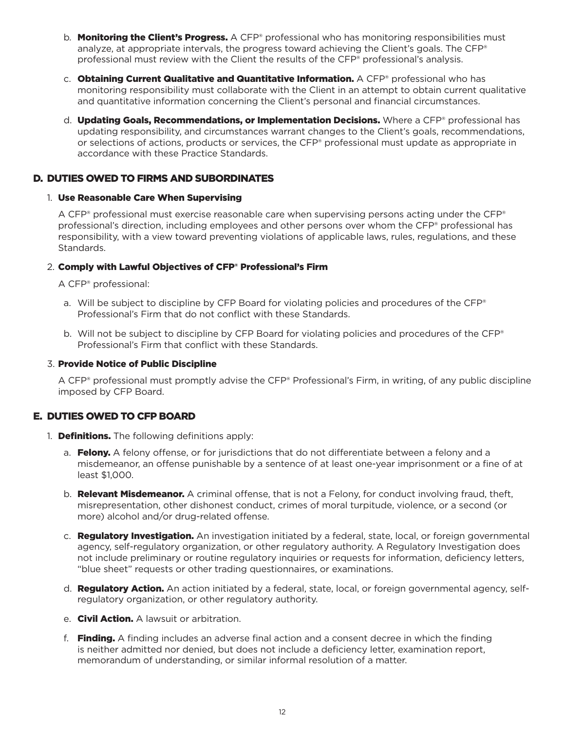b. **Monitoring the Client's Progress.** A CFP® professional who has monitoring responsibilities must analyze, at appropriate intervals, the progress toward achieving the Client's goals. The CFP® professional must review with the Client the results of the CFP® professional's analysis.

c. **Obtaining Current Qualitative and Quantitative Information.** A CFP® professional who has monitoring responsibility must collaborate with the Client in an attempt to obtain current qualitative and quantitative information concerning the Client's personal and financial circumstances.

d. **Updating Goals, Recommendations, or Implementation Decisions.** Where a CFP® professional has updating responsibility, and circumstances warrant changes to the Client's goals, recommendations, or selections of actions, products or services, the CFP® professional must update as appropriate in accordance with these Practice Standards.

## D. DUTIES OWED TO FIRMS AND SUBORDINATES

1. **Use Reasonable Care When Supervising**

   A CFP® professional must exercise reasonable care when supervising persons acting under the CFP® professional's direction, including employees and other persons over whom the CFP® professional has responsibility, with a view toward preventing violations of applicable laws, rules, regulations, and these Standards.

2. **Comply with Lawful Objectives of CFP® Professional's Firm**

   A CFP® professional:

   a. Will be subject to discipline by CFP Board for violating policies and procedures of the CFP® Professional's Firm that do not conflict with these Standards.

   b. Will not be subject to discipline by CFP Board for violating policies and procedures of the CFP® Professional's Firm that conflict with these Standards.

3. **Provide Notice of Public Discipline**

   A CFP® professional must promptly advise the CFP® Professional's Firm, in writing, of any public discipline imposed by CFP Board.

## E. DUTIES OWED TO CFP BOARD

1. **Definitions.** The following definitions apply:

   a. **Felony.** A felony offense, or for jurisdictions that do not differentiate between a felony and a misdemeanor, an offense punishable by a sentence of at least one-year imprisonment or a fine of at least $1,000.

   b. **Relevant Misdemeanor.** A criminal offense, that is not a Felony, for conduct involving fraud, theft, misrepresentation, other dishonest conduct, crimes of moral turpitude, violence, or a second (or more) alcohol and/or drug-related offense.

   c. **Regulatory Investigation.** An investigation initiated by a federal, state, local, or foreign governmental agency, self-regulatory organization, or other regulatory authority. A Regulatory Investigation does not include preliminary or routine regulatory inquiries or requests for information, deficiency letters, "blue sheet" requests or other trading questionnaires, or examinations.

   d. **Regulatory Action.** An action initiated by a federal, state, local, or foreign governmental agency, self-regulatory organization, or other regulatory authority.

   e. **Civil Action.** A lawsuit or arbitration.

   f. **Finding.** A finding includes an adverse final action and a consent decree in which the finding is neither admitted nor denied, but does not include a deficiency letter, examination report, memorandum of understanding, or similar informal resolution of a matter.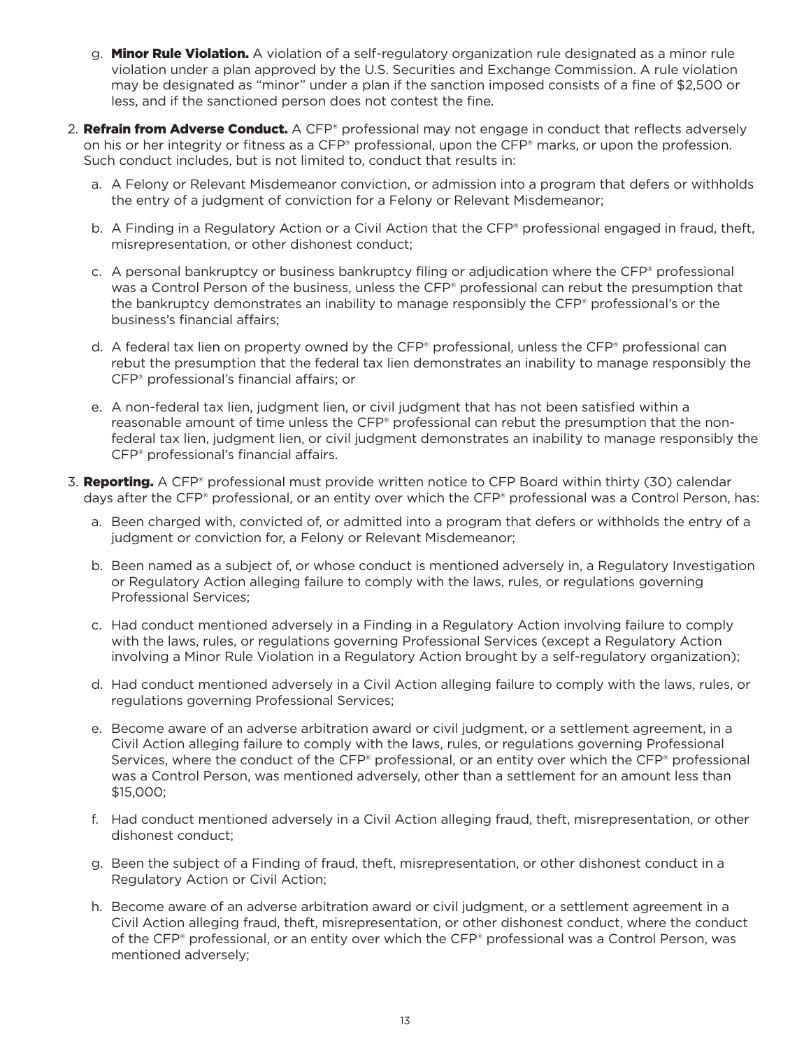g. **Minor Rule Violation.** A violation of a self-regulatory organization rule designated as a minor rule violation under a plan approved by the U.S. Securities and Exchange Commission. A rule violation may be designated as "minor" under a plan if the sanction imposed consists of a fine of $2,500 or less, and if the sanctioned person does not contest the fine.

2. **Refrain from Adverse Conduct.** A CFP® professional may not engage in conduct that reflects adversely on his or her integrity or fitness as a CFP® professional, upon the CFP® marks, or upon the profession. Such conduct includes, but is not limited to, conduct that results in:

   a. A Felony or Relevant Misdemeanor conviction, or admission into a program that defers or withholds the entry of a judgment of conviction for a Felony or Relevant Misdemeanor;

   b. A Finding in a Regulatory Action or a Civil Action that the CFP® professional engaged in fraud, theft, misrepresentation, or other dishonest conduct;

   c. A personal bankruptcy or business bankruptcy filing or adjudication where the CFP® professional was a Control Person of the business, unless the CFP® professional can rebut the presumption that the bankruptcy demonstrates an inability to manage responsibly the CFP® professional's or the business's financial affairs;

   d. A federal tax lien on property owned by the CFP® professional, unless the CFP® professional can rebut the presumption that the federal tax lien demonstrates an inability to manage responsibly the CFP® professional's financial affairs; or

   e. A non-federal tax lien, judgment lien, or civil judgment that has not been satisfied within a reasonable amount of time unless the CFP® professional can rebut the presumption that the non-federal tax lien, judgment lien, or civil judgment demonstrates an inability to manage responsibly the CFP® professional's financial affairs.

3. **Reporting.** A CFP® professional must provide written notice to CFP Board within thirty (30) calendar days after the CFP® professional, or an entity over which the CFP® professional was a Control Person, has:

   a. Been charged with, convicted of, or admitted into a program that defers or withholds the entry of a judgment or conviction for, a Felony or Relevant Misdemeanor;

   b. Been named as a subject of, or whose conduct is mentioned adversely in, a Regulatory Investigation or Regulatory Action alleging failure to comply with the laws, rules, or regulations governing Professional Services;

   c. Had conduct mentioned adversely in a Finding in a Regulatory Action involving failure to comply with the laws, rules, or regulations governing Professional Services (except a Regulatory Action involving a Minor Rule Violation in a Regulatory Action brought by a self-regulatory organization);

   d. Had conduct mentioned adversely in a Civil Action alleging failure to comply with the laws, rules, or regulations governing Professional Services;

   e. Become aware of an adverse arbitration award or civil judgment, or a settlement agreement, in a Civil Action alleging failure to comply with the laws, rules, or regulations governing Professional Services, where the conduct of the CFP® professional, or an entity over which the CFP® professional was a Control Person, was mentioned adversely, other than a settlement for an amount less than $15,000;

   f. Had conduct mentioned adversely in a Civil Action alleging fraud, theft, misrepresentation, or other dishonest conduct;

   g. Been the subject of a Finding of fraud, theft, misrepresentation, or other dishonest conduct in a Regulatory Action or Civil Action;

   h. Become aware of an adverse arbitration award or civil judgment, or a settlement agreement in a Civil Action alleging fraud, theft, misrepresentation, or other dishonest conduct, where the conduct of the CFP® professional, or an entity over which the CFP® professional was a Control Person, was mentioned adversely;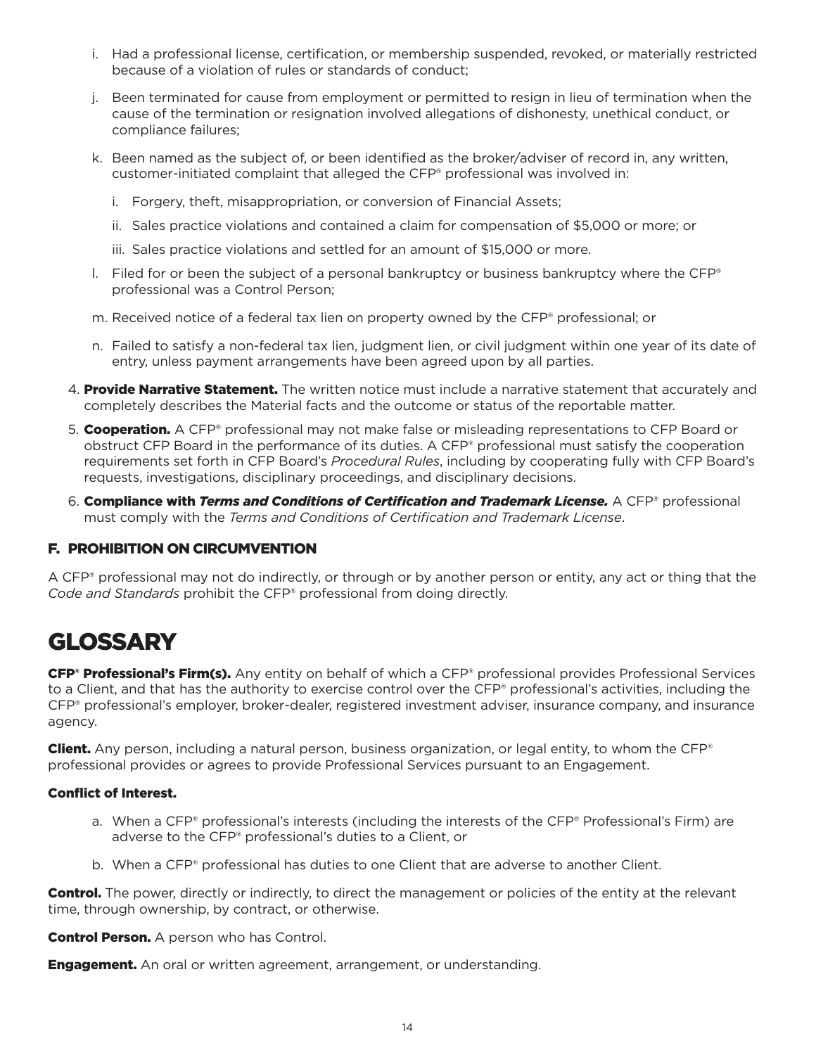i. Had a professional license, certification, or membership suspended, revoked, or materially restricted because of a violation of rules or standards of conduct;

j. Been terminated for cause from employment or permitted to resign in lieu of termination when the cause of the termination or resignation involved allegations of dishonesty, unethical conduct, or compliance failures;

k. Been named as the subject of, or been identified as the broker/adviser of record in, any written, customer-initiated complaint that alleged the CFP® professional was involved in:

   i. Forgery, theft, misappropriation, or conversion of Financial Assets;

   ii. Sales practice violations and contained a claim for compensation of $5,000 or more; or

   iii. Sales practice violations and settled for an amount of $15,000 or more.

l. Filed for or been the subject of a personal bankruptcy or business bankruptcy where the CFP® professional was a Control Person;

m. Received notice of a federal tax lien on property owned by the CFP® professional; or

n. Failed to satisfy a non-federal tax lien, judgment lien, or civil judgment within one year of its date of entry, unless payment arrangements have been agreed upon by all parties.

4. **Provide Narrative Statement.** The written notice must include a narrative statement that accurately and completely describes the Material facts and the outcome or status of the reportable matter.

5. **Cooperation.** A CFP® professional may not make false or misleading representations to CFP Board or obstruct CFP Board in the performance of its duties. A CFP® professional must satisfy the cooperation requirements set forth in CFP Board's *Procedural Rules*, including by cooperating fully with CFP Board's requests, investigations, disciplinary proceedings, and disciplinary decisions.

6. **Compliance with *Terms and Conditions of Certification and Trademark License.*** A CFP® professional must comply with the *Terms and Conditions of Certification and Trademark License*.

## F. PROHIBITION ON CIRCUMVENTION

A CFP® professional may not do indirectly, or through or by another person or entity, any act or thing that the *Code and Standards* prohibit the CFP® professional from doing directly.

# GLOSSARY

**CFP® Professional's Firm(s).** Any entity on behalf of which a CFP® professional provides Professional Services to a Client, and that has the authority to exercise control over the CFP® professional's activities, including the CFP® professional's employer, broker-dealer, registered investment adviser, insurance company, and insurance agency.

**Client.** Any person, including a natural person, business organization, or legal entity, to whom the CFP® professional provides or agrees to provide Professional Services pursuant to an Engagement.

**Conflict of Interest.**

a. When a CFP® professional's interests (including the interests of the CFP® Professional's Firm) are adverse to the CFP® professional's duties to a Client, or

b. When a CFP® professional has duties to one Client that are adverse to another Client.

**Control.** The power, directly or indirectly, to direct the management or policies of the entity at the relevant time, through ownership, by contract, or otherwise.

**Control Person.** A person who has Control.

**Engagement.** An oral or written agreement, arrangement, or understanding.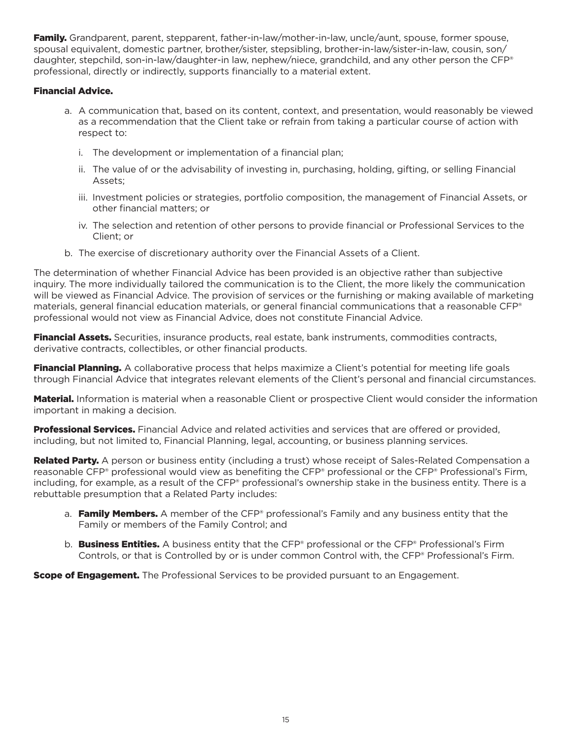**Family.** Grandparent, parent, stepparent, father-in-law/mother-in-law, uncle/aunt, spouse, former spouse, spousal equivalent, domestic partner, brother/sister, stepsibling, brother-in-law/sister-in-law, cousin, son/daughter, stepchild, son-in-law/daughter-in law, nephew/niece, grandchild, and any other person the CFP® professional, directly or indirectly, supports financially to a material extent.

**Financial Advice.**

a. A communication that, based on its content, context, and presentation, would reasonably be viewed as a recommendation that the Client take or refrain from taking a particular course of action with respect to:

   i. The development or implementation of a financial plan;

   ii. The value of or the advisability of investing in, purchasing, holding, gifting, or selling Financial Assets;

   iii. Investment policies or strategies, portfolio composition, the management of Financial Assets, or other financial matters; or

   iv. The selection and retention of other persons to provide financial or Professional Services to the Client; or

b. The exercise of discretionary authority over the Financial Assets of a Client.

The determination of whether Financial Advice has been provided is an objective rather than subjective inquiry. The more individually tailored the communication is to the Client, the more likely the communication will be viewed as Financial Advice. The provision of services or the furnishing or making available of marketing materials, general financial education materials, or general financial communications that a reasonable CFP® professional would not view as Financial Advice, does not constitute Financial Advice.

**Financial Assets.** Securities, insurance products, real estate, bank instruments, commodities contracts, derivative contracts, collectibles, or other financial products.

**Financial Planning.** A collaborative process that helps maximize a Client's potential for meeting life goals through Financial Advice that integrates relevant elements of the Client's personal and financial circumstances.

**Material.** Information is material when a reasonable Client or prospective Client would consider the information important in making a decision.

**Professional Services.** Financial Advice and related activities and services that are offered or provided, including, but not limited to, Financial Planning, legal, accounting, or business planning services.

**Related Party.** A person or business entity (including a trust) whose receipt of Sales-Related Compensation a reasonable CFP® professional would view as benefiting the CFP® professional or the CFP® Professional's Firm, including, for example, as a result of the CFP® professional's ownership stake in the business entity. There is a rebuttable presumption that a Related Party includes:

a. **Family Members.** A member of the CFP® professional's Family and any business entity that the Family or members of the Family Control; and

b. **Business Entities.** A business entity that the CFP® professional or the CFP® Professional's Firm Controls, or that is Controlled by or is under common Control with, the CFP® Professional's Firm.

**Scope of Engagement.** The Professional Services to be provided pursuant to an Engagement.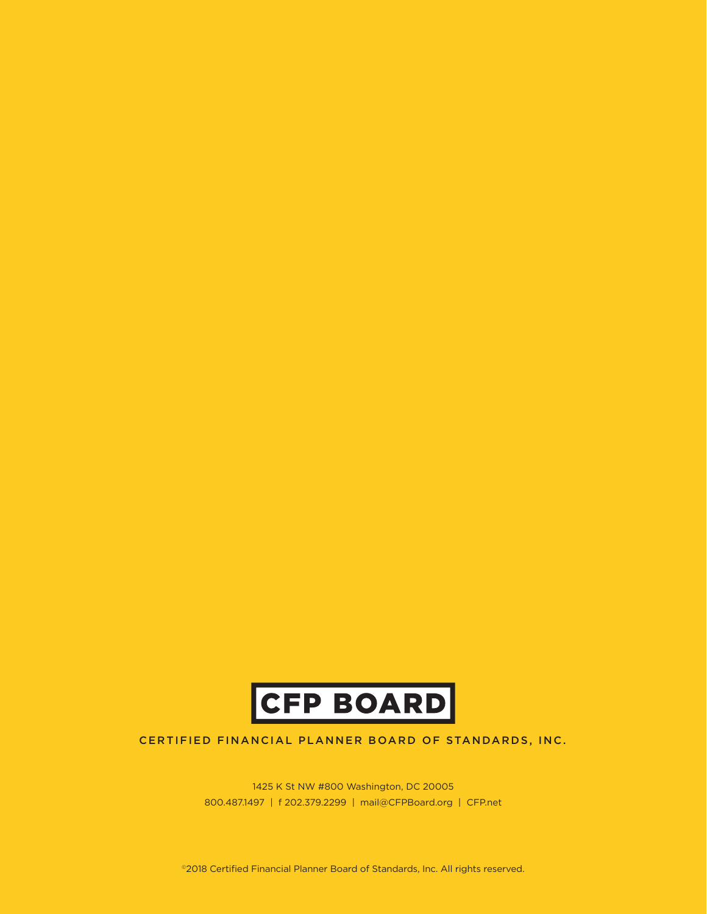CFP BOARD

CERTIFIED FINANCIAL PLANNER BOARD OF STANDARDS, INC.

1425 K St NW #800 Washington, DC 20005

800.487.1497 | f 202.379.2299 | mail@CFPBoard.org | CFP.net

©2018 Certified Financial Planner Board of Standards, Inc. All rights reserved.